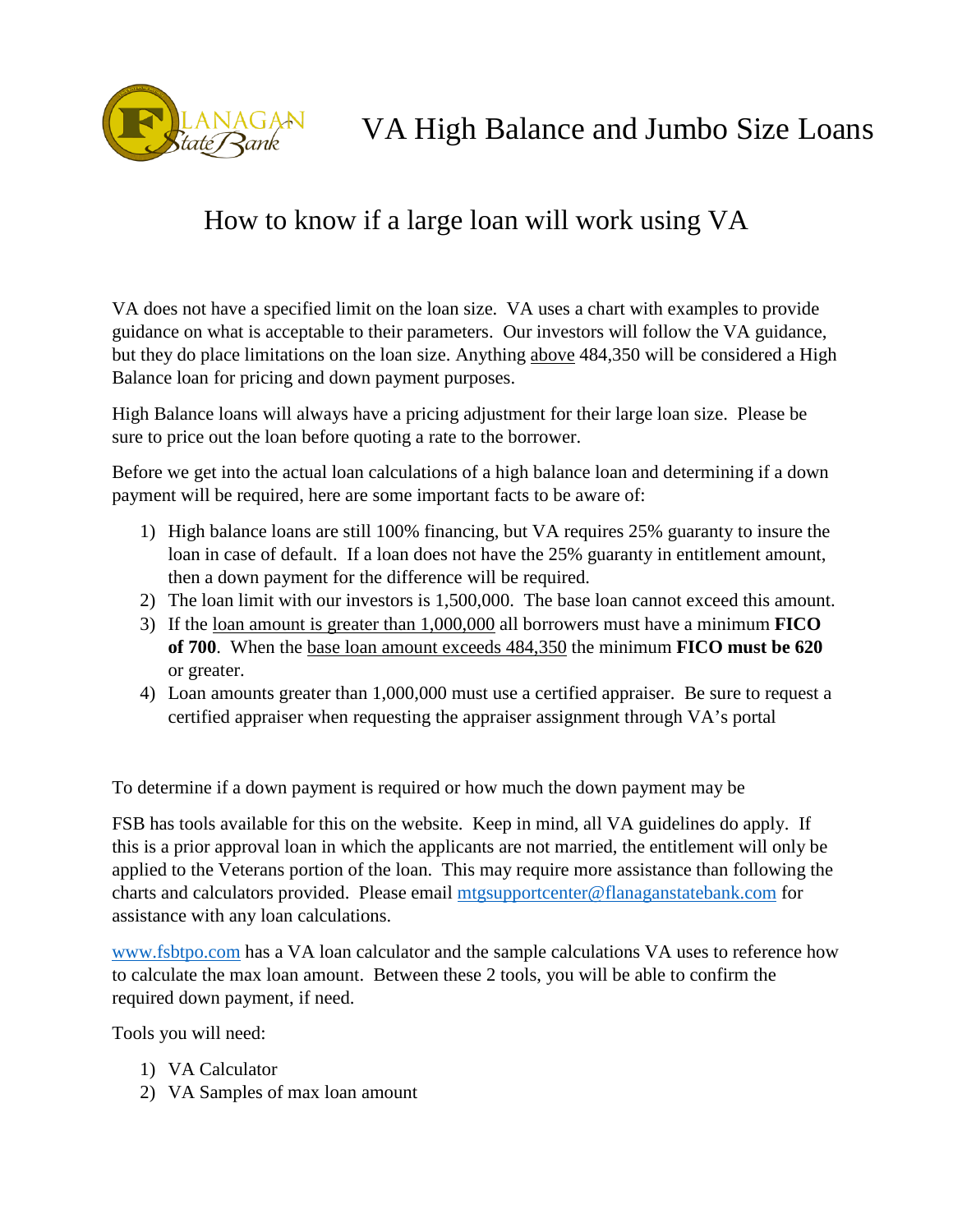# VA High Balance and Jumbo Size Loans

## How to know if a large loan will work using VA

VA does not have a specified limit on the loan size. VA uses a chart with examples to provide guidance on what is acceptable to their parameters. Our investors will follow the VA guidance, but they do place limitations on the loan size. Anything above 484,350 will be considered a High Balance loan for pricing and down payment purposes.

High Balance loans will always have a pricing adjustment for their large loan size. Please be sure to price out the loan before quoting a rate to the borrower.

Before we get into the actual loan calculations of a high balance loan and determining if a down payment will be required, here are some important facts to be aware of:

1) High balance loans are still 100% financing, but VA requires 25% guaranty to insure the loan in case of default. If a loan does not have the 25% guaranty in entitlement amount, then a down payment for the difference will be required.
2) The loan limit with our investors is 1,500,000. The base loan cannot exceed this amount.
3) If the loan amount is greater than 1,000,000 all borrowers must have a minimum **FICO of 700**. When the base loan amount exceeds 484,350 the minimum **FICO must be 620** or greater.
4) Loan amounts greater than 1,000,000 must use a certified appraiser. Be sure to request a certified appraiser when requesting the appraiser assignment through VA's portal

To determine if a down payment is required or how much the down payment may be

FSB has tools available for this on the website. Keep in mind, all VA guidelines do apply. If this is a prior approval loan in which the applicants are not married, the entitlement will only be applied to the Veterans portion of the loan. This may require more assistance than following the charts and calculators provided. Please email mtgsupportcenter@flanaganstatebank.com for assistance with any loan calculations.

www.fsbtpo.com has a VA loan calculator and the sample calculations VA uses to reference how to calculate the max loan amount. Between these 2 tools, you will be able to confirm the required down payment, if need.

Tools you will need:

1) VA Calculator
2) VA Samples of max loan amount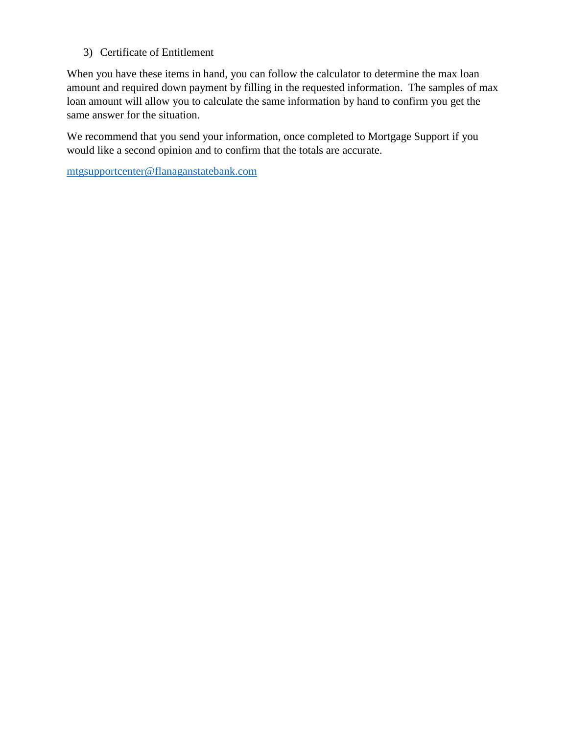3) Certificate of Entitlement

When you have these items in hand, you can follow the calculator to determine the max loan amount and required down payment by filling in the requested information. The samples of max loan amount will allow you to calculate the same information by hand to confirm you get the same answer for the situation.

We recommend that you send your information, once completed to Mortgage Support if you would like a second opinion and to confirm that the totals are accurate.

mtgsupportcenter@flanaganstatebank.com